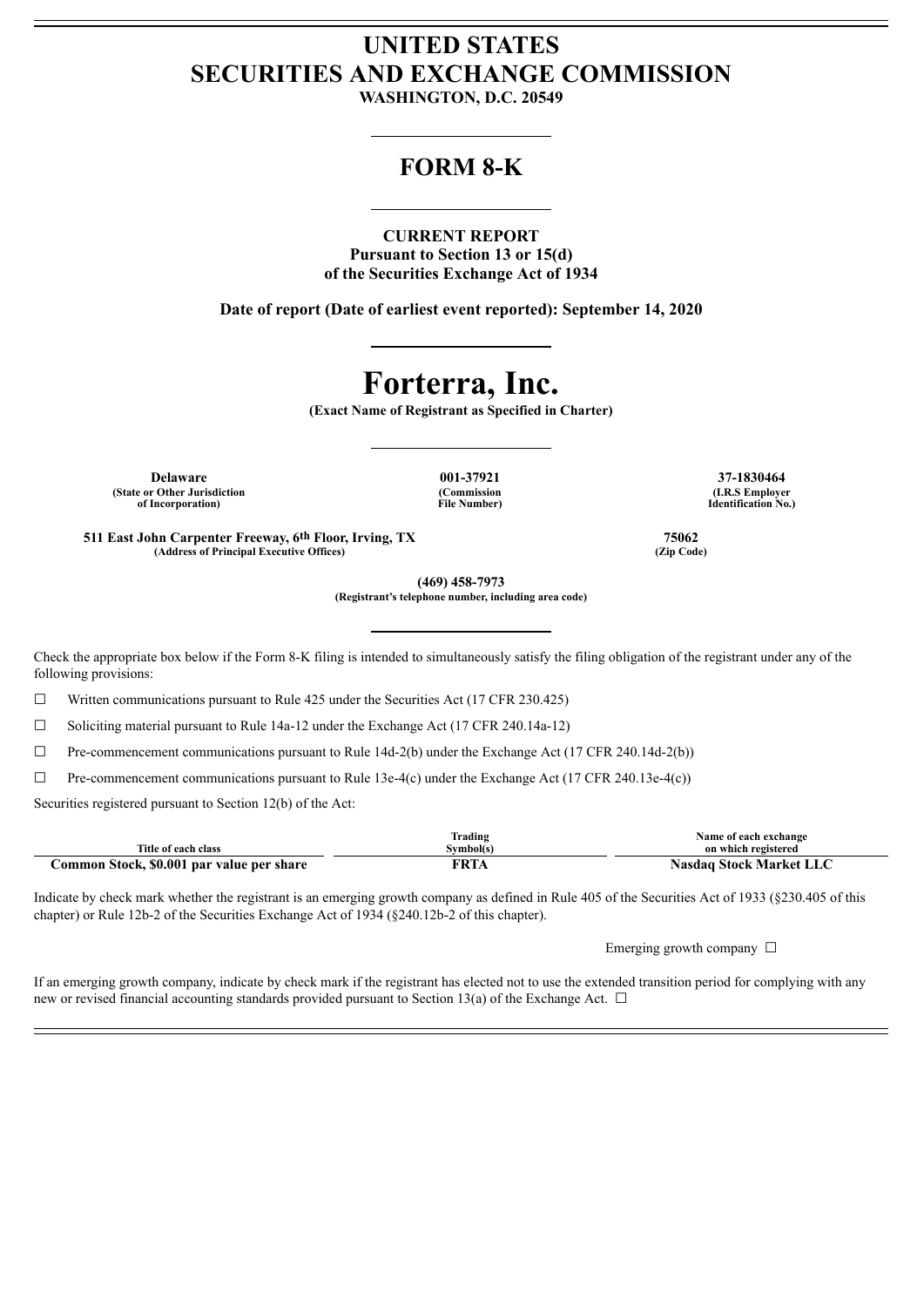# UNITED STATES
# SECURITIES AND EXCHANGE COMMISSION

**WASHINGTON, D.C. 20549**

## FORM 8-K

**CURRENT REPORT**
**Pursuant to Section 13 or 15(d)**
**of the Securities Exchange Act of 1934**

**Date of report (Date of earliest event reported): September 14, 2020**

# Forterra, Inc.

**(Exact Name of Registrant as Specified in Charter)**

| Delaware | 001-37921 | 37-1830464 |
|---|---|---|
| (State or Other Jurisdiction of Incorporation) | (Commission File Number) | (I.R.S Employer Identification No.) |

| 511 East John Carpenter Freeway, 6th Floor, Irving, TX | 75062 |
|---|---|
| (Address of Principal Executive Offices) | (Zip Code) |

**(469) 458-7973**
**(Registrant's telephone number, including area code)**

Check the appropriate box below if the Form 8-K filing is intended to simultaneously satisfy the filing obligation of the registrant under any of the following provisions:

☐ Written communications pursuant to Rule 425 under the Securities Act (17 CFR 230.425)

☐ Soliciting material pursuant to Rule 14a-12 under the Exchange Act (17 CFR 240.14a-12)

☐ Pre-commencement communications pursuant to Rule 14d-2(b) under the Exchange Act (17 CFR 240.14d-2(b))

☐ Pre-commencement communications pursuant to Rule 13e-4(c) under the Exchange Act (17 CFR 240.13e-4(c))

Securities registered pursuant to Section 12(b) of the Act:

| Title of each class | Trading Symbol(s) | Name of each exchange on which registered |
|---|---|---|
| Common Stock, $0.001 par value per share | FRTA | Nasdaq Stock Market LLC |

Indicate by check mark whether the registrant is an emerging growth company as defined in Rule 405 of the Securities Act of 1933 (§230.405 of this chapter) or Rule 12b-2 of the Securities Exchange Act of 1934 (§240.12b-2 of this chapter).

Emerging growth company ☐

If an emerging growth company, indicate by check mark if the registrant has elected not to use the extended transition period for complying with any new or revised financial accounting standards provided pursuant to Section 13(a) of the Exchange Act. ☐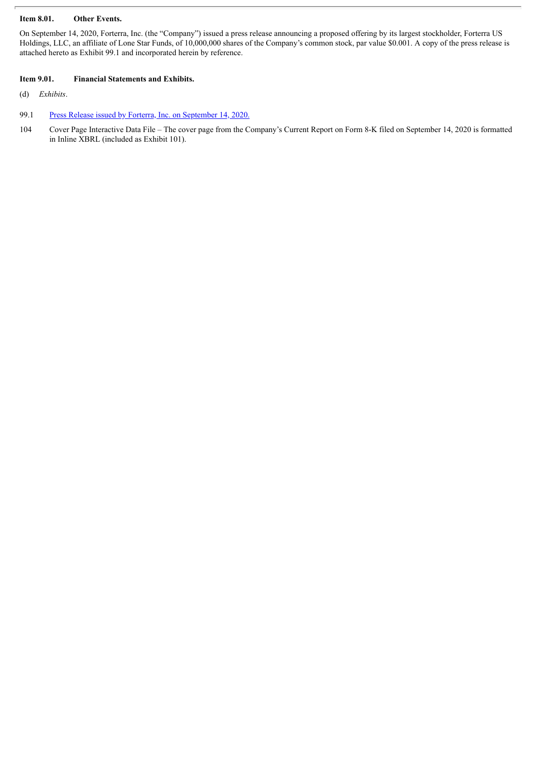**Item 8.01. Other Events.**

On September 14, 2020, Forterra, Inc. (the "Company") issued a press release announcing a proposed offering by its largest stockholder, Forterra US Holdings, LLC, an affiliate of Lone Star Funds, of 10,000,000 shares of the Company's common stock, par value $0.001. A copy of the press release is attached hereto as Exhibit 99.1 and incorporated herein by reference.

**Item 9.01. Financial Statements and Exhibits.**

(d) *Exhibits*.

99.1 Press Release issued by Forterra, Inc. on September 14, 2020.

104 Cover Page Interactive Data File – The cover page from the Company's Current Report on Form 8-K filed on September 14, 2020 is formatted in Inline XBRL (included as Exhibit 101).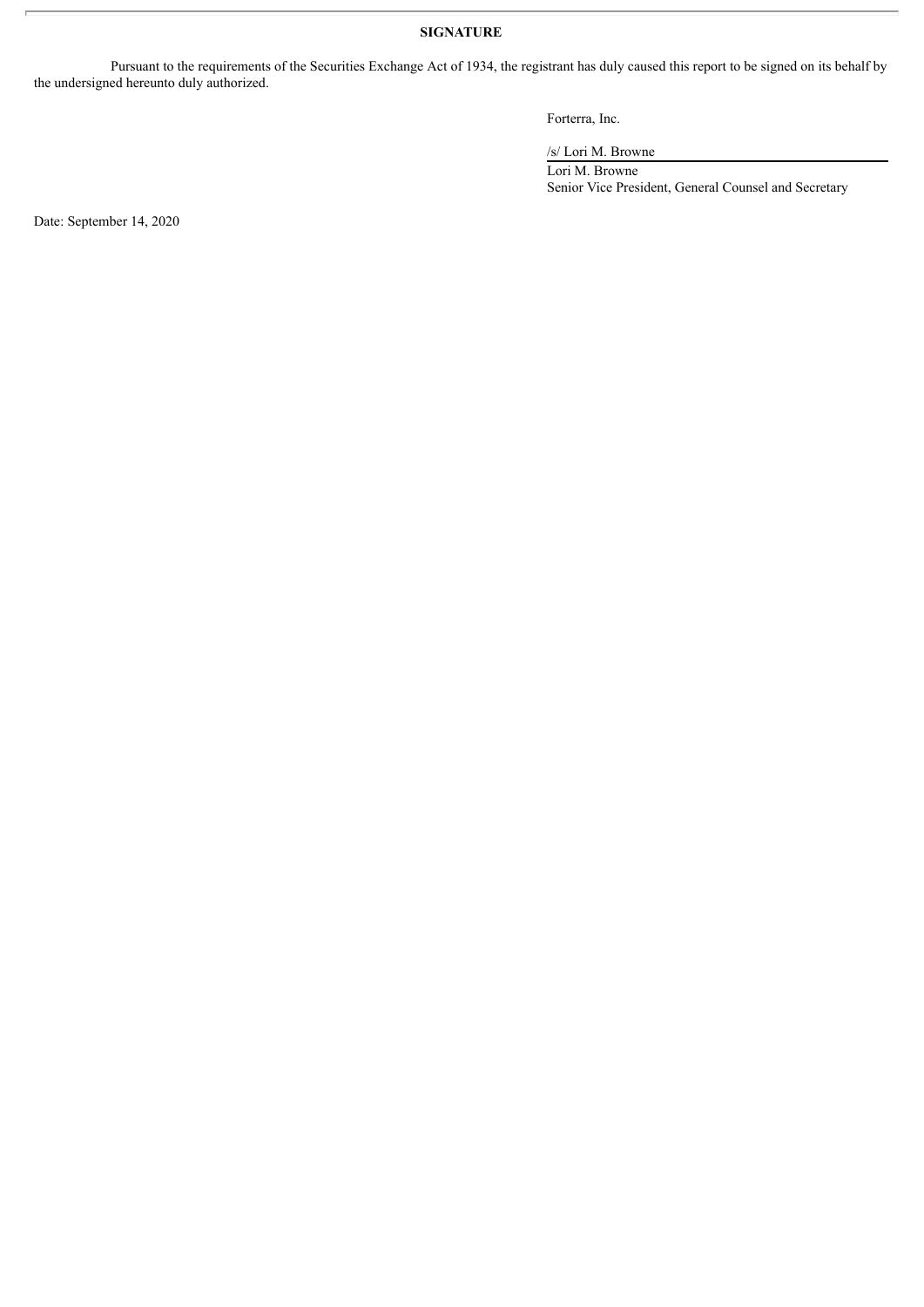**SIGNATURE**

Pursuant to the requirements of the Securities Exchange Act of 1934, the registrant has duly caused this report to be signed on its behalf by the undersigned hereunto duly authorized.

Forterra, Inc.

/s/ Lori M. Browne

Lori M. Browne
Senior Vice President, General Counsel and Secretary

Date: September 14, 2020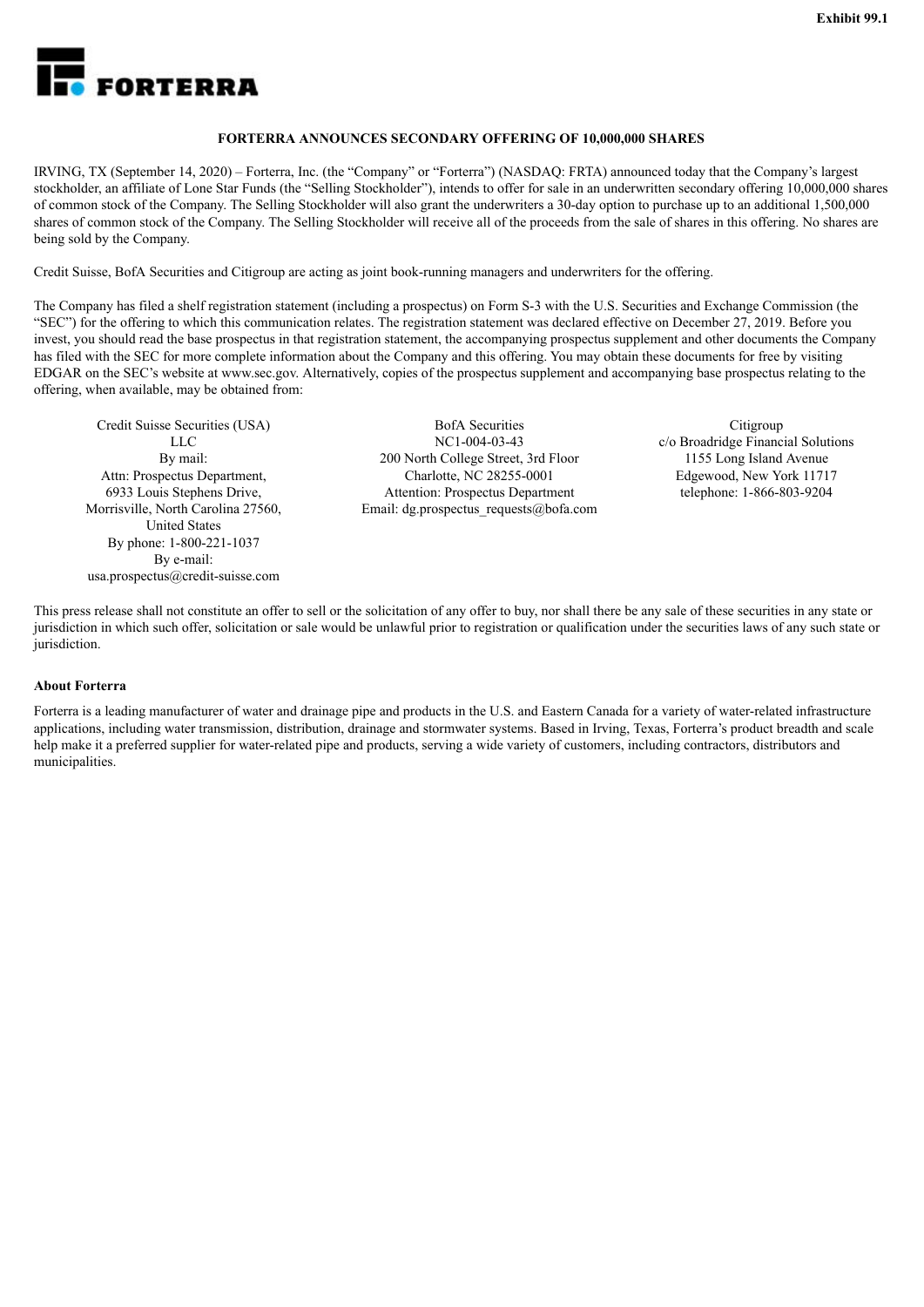Exhibit 99.1

FORTERRA

**FORTERRA ANNOUNCES SECONDARY OFFERING OF 10,000,000 SHARES**

IRVING, TX (September 14, 2020) – Forterra, Inc. (the "Company" or "Forterra") (NASDAQ: FRTA) announced today that the Company's largest stockholder, an affiliate of Lone Star Funds (the "Selling Stockholder"), intends to offer for sale in an underwritten secondary offering 10,000,000 shares of common stock of the Company. The Selling Stockholder will also grant the underwriters a 30-day option to purchase up to an additional 1,500,000 shares of common stock of the Company. The Selling Stockholder will receive all of the proceeds from the sale of shares in this offering. No shares are being sold by the Company.

Credit Suisse, BofA Securities and Citigroup are acting as joint book-running managers and underwriters for the offering.

The Company has filed a shelf registration statement (including a prospectus) on Form S-3 with the U.S. Securities and Exchange Commission (the "SEC") for the offering to which this communication relates. The registration statement was declared effective on December 27, 2019. Before you invest, you should read the base prospectus in that registration statement, the accompanying prospectus supplement and other documents the Company has filed with the SEC for more complete information about the Company and this offering. You may obtain these documents for free by visiting EDGAR on the SEC's website at www.sec.gov. Alternatively, copies of the prospectus supplement and accompanying base prospectus relating to the offering, when available, may be obtained from:

Credit Suisse Securities (USA) LLC
By mail:
Attn: Prospectus Department,
6933 Louis Stephens Drive,
Morrisville, North Carolina 27560,
United States
By phone: 1-800-221-1037
By e-mail:
usa.prospectus@credit-suisse.com

BofA Securities
NC1-004-03-43
200 North College Street, 3rd Floor
Charlotte, NC 28255-0001
Attention: Prospectus Department
Email: dg.prospectus_requests@bofa.com

Citigroup
c/o Broadridge Financial Solutions
1155 Long Island Avenue
Edgewood, New York 11717
telephone: 1-866-803-9204

This press release shall not constitute an offer to sell or the solicitation of any offer to buy, nor shall there be any sale of these securities in any state or jurisdiction in which such offer, solicitation or sale would be unlawful prior to registration or qualification under the securities laws of any such state or jurisdiction.

**About Forterra**

Forterra is a leading manufacturer of water and drainage pipe and products in the U.S. and Eastern Canada for a variety of water-related infrastructure applications, including water transmission, distribution, drainage and stormwater systems. Based in Irving, Texas, Forterra's product breadth and scale help make it a preferred supplier for water-related pipe and products, serving a wide variety of customers, including contractors, distributors and municipalities.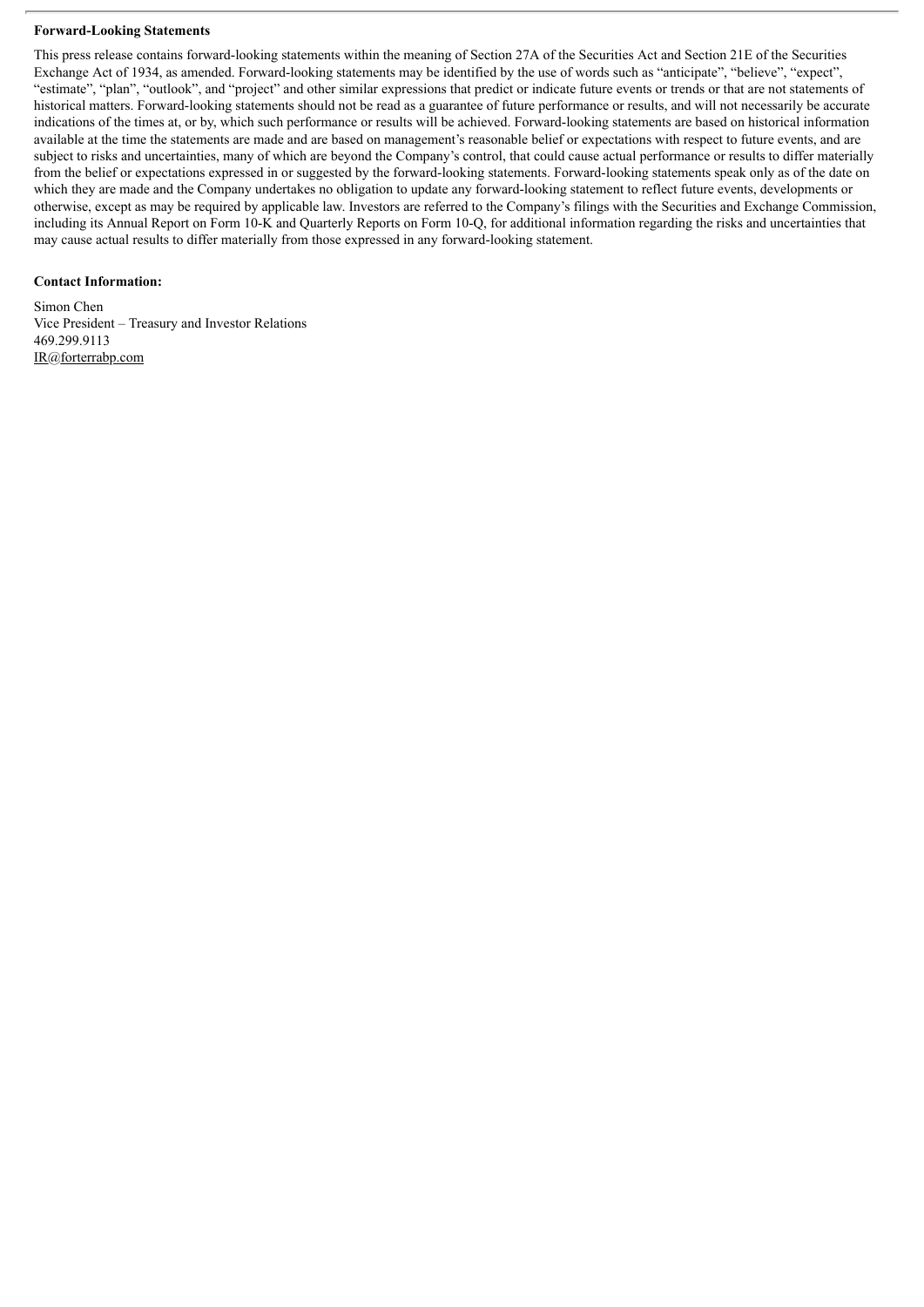**Forward-Looking Statements**

This press release contains forward-looking statements within the meaning of Section 27A of the Securities Act and Section 21E of the Securities Exchange Act of 1934, as amended. Forward-looking statements may be identified by the use of words such as "anticipate", "believe", "expect", "estimate", "plan", "outlook", and "project" and other similar expressions that predict or indicate future events or trends or that are not statements of historical matters. Forward-looking statements should not be read as a guarantee of future performance or results, and will not necessarily be accurate indications of the times at, or by, which such performance or results will be achieved. Forward-looking statements are based on historical information available at the time the statements are made and are based on management's reasonable belief or expectations with respect to future events, and are subject to risks and uncertainties, many of which are beyond the Company's control, that could cause actual performance or results to differ materially from the belief or expectations expressed in or suggested by the forward-looking statements. Forward-looking statements speak only as of the date on which they are made and the Company undertakes no obligation to update any forward-looking statement to reflect future events, developments or otherwise, except as may be required by applicable law. Investors are referred to the Company's filings with the Securities and Exchange Commission, including its Annual Report on Form 10-K and Quarterly Reports on Form 10-Q, for additional information regarding the risks and uncertainties that may cause actual results to differ materially from those expressed in any forward-looking statement.

**Contact Information:**

Simon Chen
Vice President – Treasury and Investor Relations
469.299.9113
IR@forterrabp.com